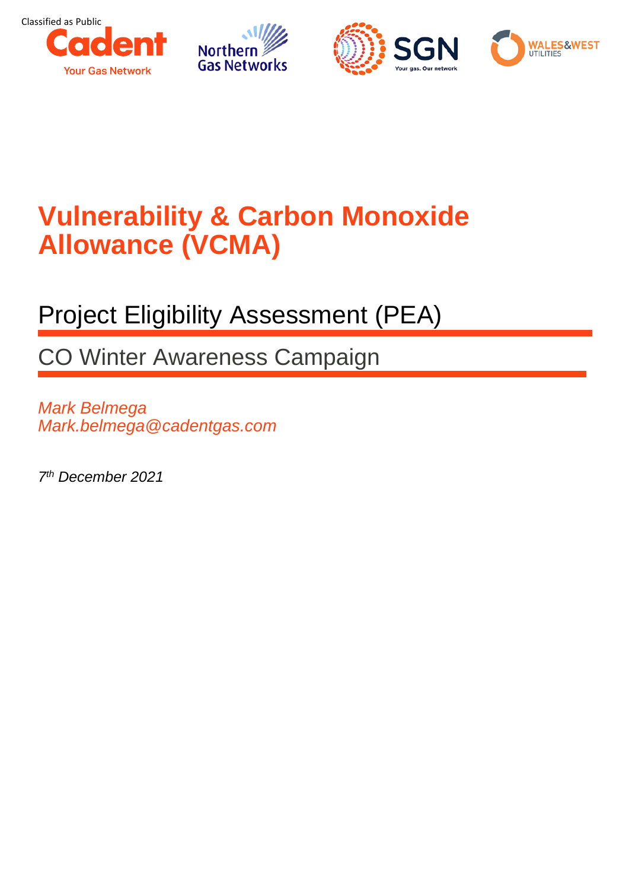Classified as Public

# Vulnerability & Carbon Monoxide Allowance (VCMA)

## Project Eligibility Assessment (PEA)

### CO Winter Awareness Campaign

*Mark Belmega*
*Mark.belmega@cadentgas.com*

*7th December 2021*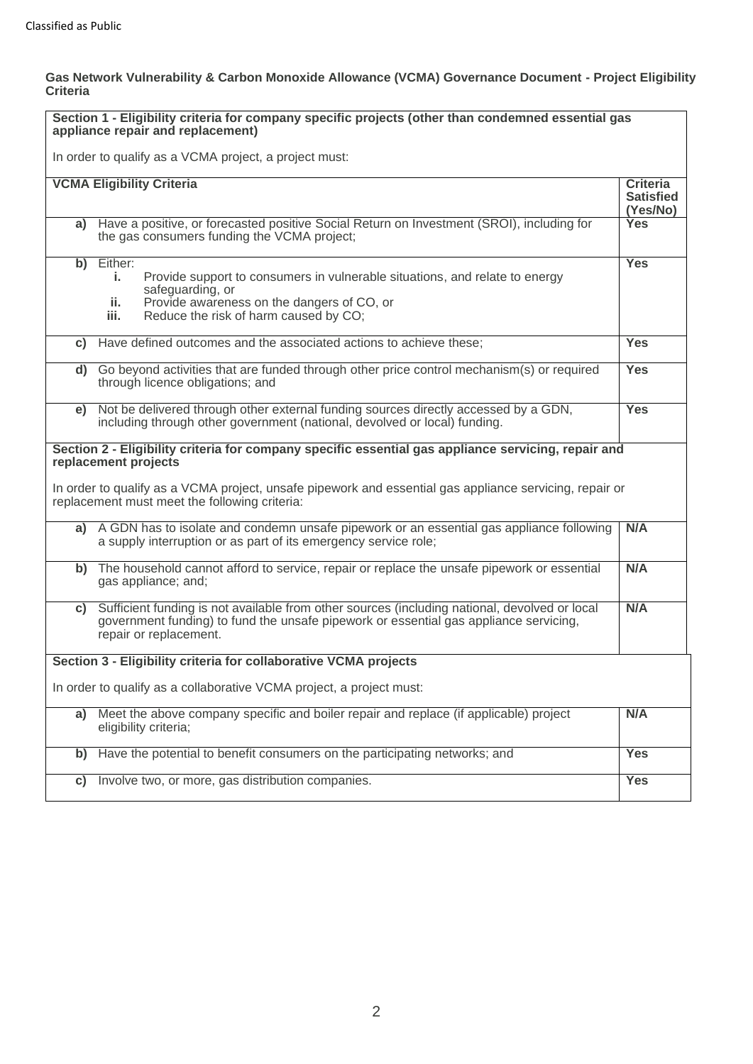**Gas Network Vulnerability & Carbon Monoxide Allowance (VCMA) Governance Document - Project Eligibility Criteria**

| VCMA Eligibility Criteria | Criteria Satisfied (Yes/No) |
|---|---|
| **Section 1 - Eligibility criteria for company specific projects (other than condemned essential gas appliance repair and replacement)**<br><br>In order to qualify as a VCMA project, a project must: | |
| **a)** Have a positive, or forecasted positive Social Return on Investment (SROI), including for the gas consumers funding the VCMA project; | **Yes** |
| **b)** Either:<br>**i.** Provide support to consumers in vulnerable situations, and relate to energy safeguarding, or<br>**ii.** Provide awareness on the dangers of CO, or<br>**iii.** Reduce the risk of harm caused by CO; | **Yes** |
| **c)** Have defined outcomes and the associated actions to achieve these; | **Yes** |
| **d)** Go beyond activities that are funded through other price control mechanism(s) or required through licence obligations; and | **Yes** |
| **e)** Not be delivered through other external funding sources directly accessed by a GDN, including through other government (national, devolved or local) funding. | **Yes** |
| **Section 2 - Eligibility criteria for company specific essential gas appliance servicing, repair and replacement projects**<br><br>In order to qualify as a VCMA project, unsafe pipework and essential gas appliance servicing, repair or replacement must meet the following criteria: | |
| **a)** A GDN has to isolate and condemn unsafe pipework or an essential gas appliance following a supply interruption or as part of its emergency service role; | **N/A** |
| **b)** The household cannot afford to service, repair or replace the unsafe pipework or essential gas appliance; and; | **N/A** |
| **c)** Sufficient funding is not available from other sources (including national, devolved or local government funding) to fund the unsafe pipework or essential gas appliance servicing, repair or replacement. | **N/A** |
| **Section 3 - Eligibility criteria for collaborative VCMA projects**<br><br>In order to qualify as a collaborative VCMA project, a project must: | |
| **a)** Meet the above company specific and boiler repair and replace (if applicable) project eligibility criteria; | **N/A** |
| **b)** Have the potential to benefit consumers on the participating networks; and | **Yes** |
| **c)** Involve two, or more, gas distribution companies. | **Yes** |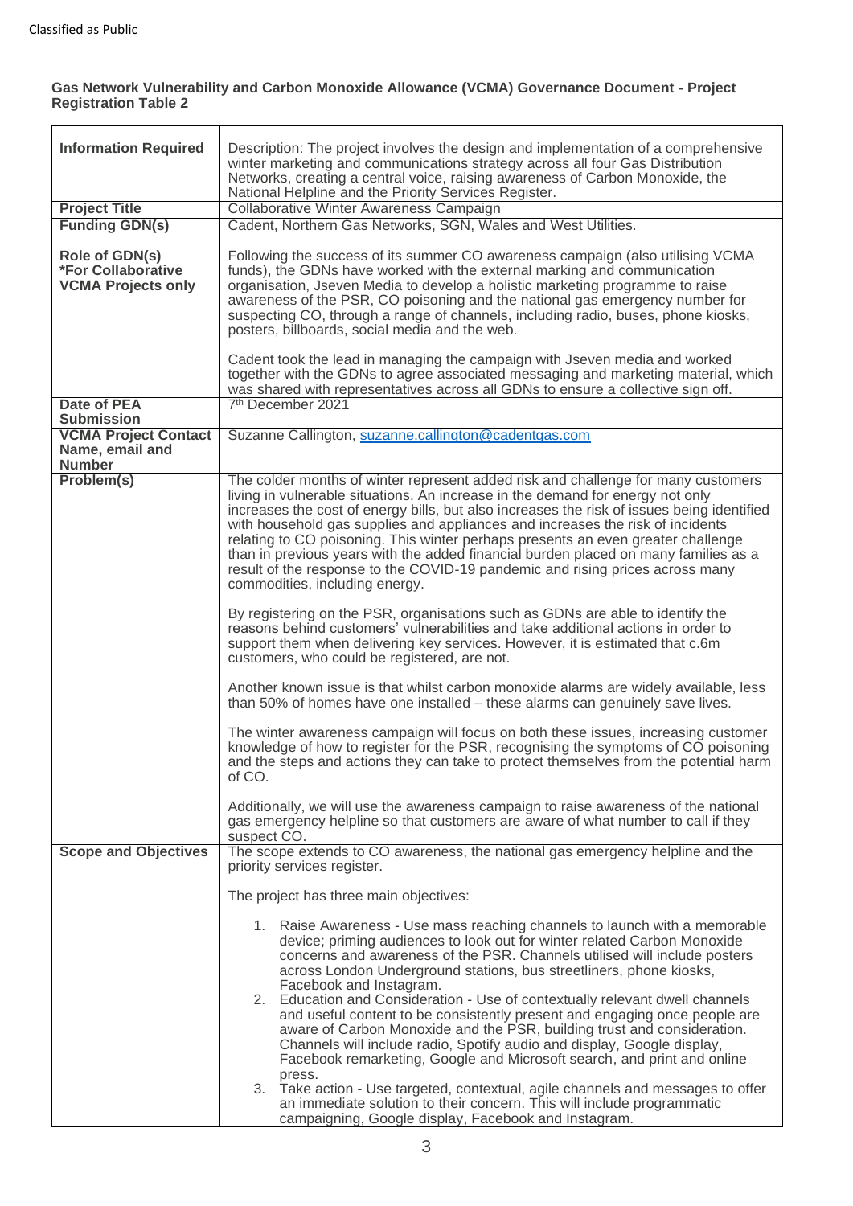**Gas Network Vulnerability and Carbon Monoxide Allowance (VCMA) Governance Document - Project Registration Table 2**

| **Information Required** | Description: The project involves the design and implementation of a comprehensive winter marketing and communications strategy across all four Gas Distribution Networks, creating a central voice, raising awareness of Carbon Monoxide, the National Helpline and the Priority Services Register. |
|---|---|
| **Project Title** | Collaborative Winter Awareness Campaign |
| **Funding GDN(s)** | Cadent, Northern Gas Networks, SGN, Wales and West Utilities. |
| **Role of GDN(s) \*For Collaborative VCMA Projects only** | Following the success of its summer CO awareness campaign (also utilising VCMA funds), the GDNs have worked with the external marking and communication organisation, Jseven Media to develop a holistic marketing programme to raise awareness of the PSR, CO poisoning and the national gas emergency number for suspecting CO, through a range of channels, including radio, buses, phone kiosks, posters, billboards, social media and the web.<br><br>Cadent took the lead in managing the campaign with Jseven media and worked together with the GDNs to agree associated messaging and marketing material, which was shared with representatives across all GDNs to ensure a collective sign off. |
| **Date of PEA Submission** | 7th December 2021 |
| **VCMA Project Contact Name, email and Number** | Suzanne Callington, suzanne.callington@cadentgas.com |
| **Problem(s)** | The colder months of winter represent added risk and challenge for many customers living in vulnerable situations. An increase in the demand for energy not only increases the cost of energy bills, but also increases the risk of issues being identified with household gas supplies and appliances and increases the risk of incidents relating to CO poisoning. This winter perhaps presents an even greater challenge than in previous years with the added financial burden placed on many families as a result of the response to the COVID-19 pandemic and rising prices across many commodities, including energy.<br><br>By registering on the PSR, organisations such as GDNs are able to identify the reasons behind customers' vulnerabilities and take additional actions in order to support them when delivering key services. However, it is estimated that c.6m customers, who could be registered, are not.<br><br>Another known issue is that whilst carbon monoxide alarms are widely available, less than 50% of homes have one installed – these alarms can genuinely save lives.<br><br>The winter awareness campaign will focus on both these issues, increasing customer knowledge of how to register for the PSR, recognising the symptoms of CO poisoning and the steps and actions they can take to protect themselves from the potential harm of CO.<br><br>Additionally, we will use the awareness campaign to raise awareness of the national gas emergency helpline so that customers are aware of what number to call if they suspect CO. |
| **Scope and Objectives** | The scope extends to CO awareness, the national gas emergency helpline and the priority services register.<br><br>The project has three main objectives:<br><br>1. Raise Awareness - Use mass reaching channels to launch with a memorable device; priming audiences to look out for winter related Carbon Monoxide concerns and awareness of the PSR. Channels utilised will include posters across London Underground stations, bus streetliners, phone kiosks, Facebook and Instagram.<br>2. Education and Consideration - Use of contextually relevant dwell channels and useful content to be consistently present and engaging once people are aware of Carbon Monoxide and the PSR, building trust and consideration. Channels will include radio, Spotify audio and display, Google display, Facebook remarketing, Google and Microsoft search, and print and online press.<br>3. Take action - Use targeted, contextual, agile channels and messages to offer an immediate solution to their concern. This will include programmatic campaigning, Google display, Facebook and Instagram. |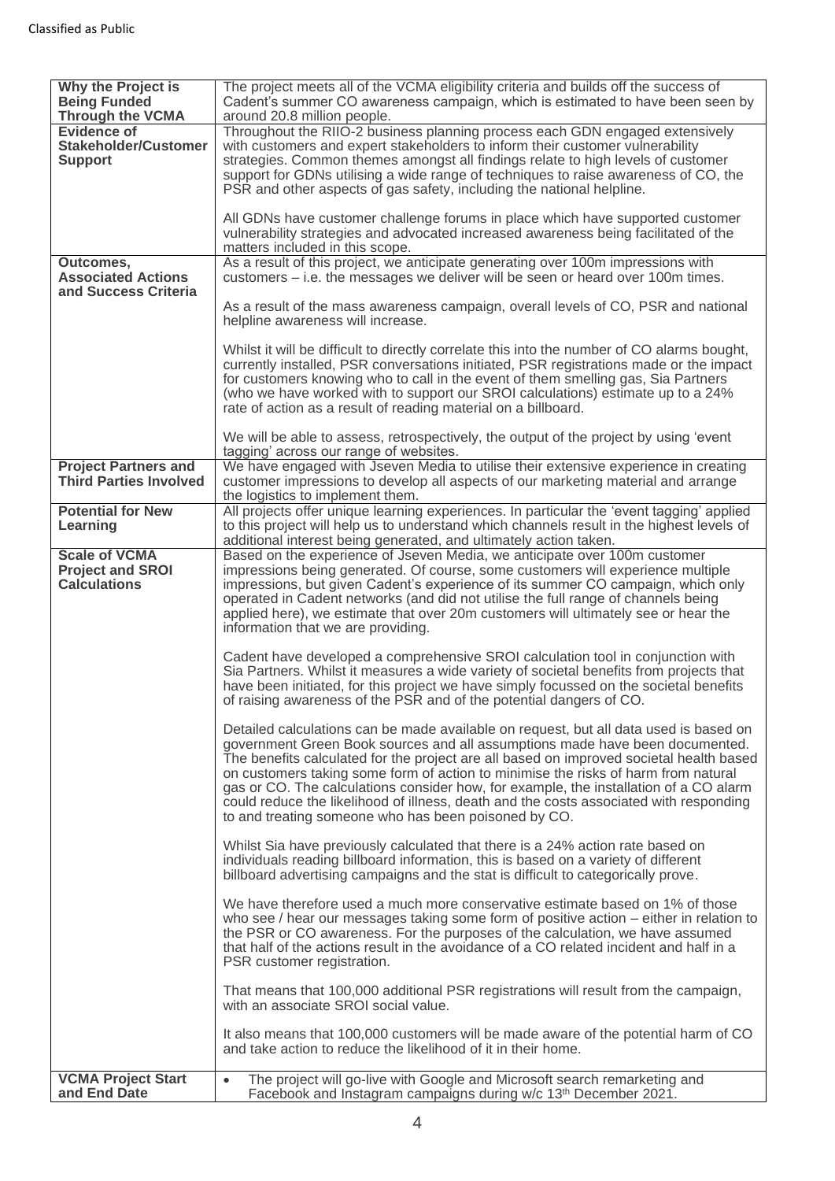| | |
|---|---|
| **Why the Project is Being Funded Through the VCMA** | The project meets all of the VCMA eligibility criteria and builds off the success of Cadent's summer CO awareness campaign, which is estimated to have been seen by around 20.8 million people. |
| **Evidence of Stakeholder/Customer Support** | Throughout the RIIO-2 business planning process each GDN engaged extensively with customers and expert stakeholders to inform their customer vulnerability strategies. Common themes amongst all findings relate to high levels of customer support for GDNs utilising a wide range of techniques to raise awareness of CO, the PSR and other aspects of gas safety, including the national helpline.<br><br>All GDNs have customer challenge forums in place which have supported customer vulnerability strategies and advocated increased awareness being facilitated of the matters included in this scope. |
| **Outcomes, Associated Actions and Success Criteria** | As a result of this project, we anticipate generating over 100m impressions with customers – i.e. the messages we deliver will be seen or heard over 100m times.<br><br>As a result of the mass awareness campaign, overall levels of CO, PSR and national helpline awareness will increase.<br><br>Whilst it will be difficult to directly correlate this into the number of CO alarms bought, currently installed, PSR conversations initiated, PSR registrations made or the impact for customers knowing who to call in the event of them smelling gas, Sia Partners (who we have worked with to support our SROI calculations) estimate up to a 24% rate of action as a result of reading material on a billboard.<br><br>We will be able to assess, retrospectively, the output of the project by using 'event tagging' across our range of websites. |
| **Project Partners and Third Parties Involved** | We have engaged with Jseven Media to utilise their extensive experience in creating customer impressions to develop all aspects of our marketing material and arrange the logistics to implement them. |
| **Potential for New Learning** | All projects offer unique learning experiences. In particular the 'event tagging' applied to this project will help us to understand which channels result in the highest levels of additional interest being generated, and ultimately action taken. |
| **Scale of VCMA Project and SROI Calculations** | Based on the experience of Jseven Media, we anticipate over 100m customer impressions being generated. Of course, some customers will experience multiple impressions, but given Cadent's experience of its summer CO campaign, which only operated in Cadent networks (and did not utilise the full range of channels being applied here), we estimate that over 20m customers will ultimately see or hear the information that we are providing.<br><br>Cadent have developed a comprehensive SROI calculation tool in conjunction with Sia Partners. Whilst it measures a wide variety of societal benefits from projects that have been initiated, for this project we have simply focussed on the societal benefits of raising awareness of the PSR and of the potential dangers of CO.<br><br>Detailed calculations can be made available on request, but all data used is based on government Green Book sources and all assumptions made have been documented. The benefits calculated for the project are all based on improved societal health based on customers taking some form of action to minimise the risks of harm from natural gas or CO. The calculations consider how, for example, the installation of a CO alarm could reduce the likelihood of illness, death and the costs associated with responding to and treating someone who has been poisoned by CO.<br><br>Whilst Sia have previously calculated that there is a 24% action rate based on individuals reading billboard information, this is based on a variety of different billboard advertising campaigns and the stat is difficult to categorically prove.<br><br>We have therefore used a much more conservative estimate based on 1% of those who see / hear our messages taking some form of positive action – either in relation to the PSR or CO awareness. For the purposes of the calculation, we have assumed that half of the actions result in the avoidance of a CO related incident and half in a PSR customer registration.<br><br>That means that 100,000 additional PSR registrations will result from the campaign, with an associate SROI social value.<br><br>It also means that 100,000 customers will be made aware of the potential harm of CO and take action to reduce the likelihood of it in their home. |
| **VCMA Project Start and End Date** | • The project will go-live with Google and Microsoft search remarketing and Facebook and Instagram campaigns during w/c 13th December 2021. |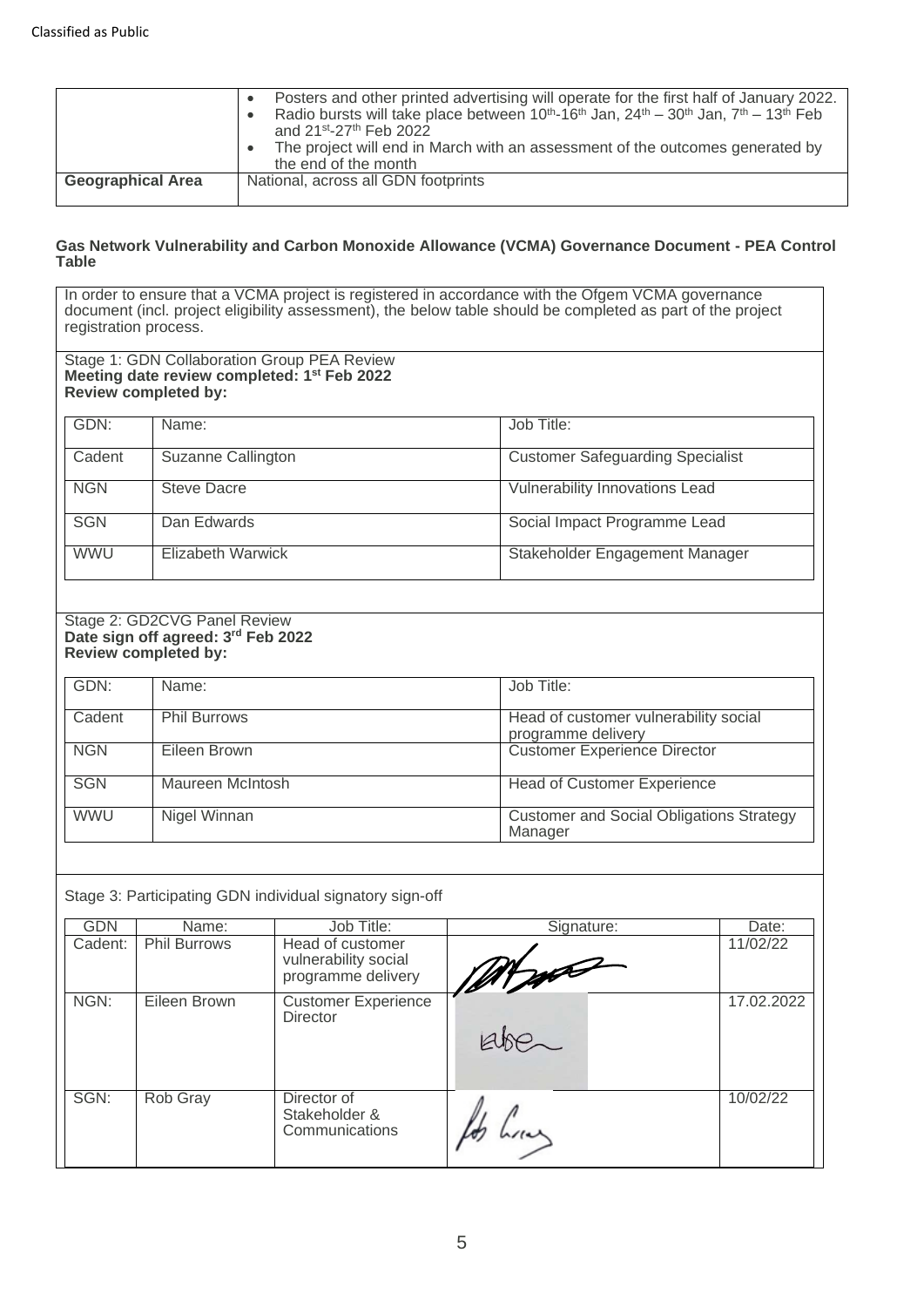| | |
|---|---|
| | • Posters and other printed advertising will operate for the first half of January 2022.<br>• Radio bursts will take place between 10th-16th Jan, 24th – 30th Jan, 7th – 13th Feb and 21st-27th Feb 2022<br>• The project will end in March with an assessment of the outcomes generated by the end of the month |
| **Geographical Area** | National, across all GDN footprints |

**Gas Network Vulnerability and Carbon Monoxide Allowance (VCMA) Governance Document - PEA Control Table**

In order to ensure that a VCMA project is registered in accordance with the Ofgem VCMA governance document (incl. project eligibility assessment), the below table should be completed as part of the project registration process.

Stage 1: GDN Collaboration Group PEA Review
**Meeting date review completed: 1st Feb 2022**
**Review completed by:**

| GDN: | Name: | Job Title: |
|---|---|---|
| Cadent | Suzanne Callington | Customer Safeguarding Specialist |
| NGN | Steve Dacre | Vulnerability Innovations Lead |
| SGN | Dan Edwards | Social Impact Programme Lead |
| WWU | Elizabeth Warwick | Stakeholder Engagement Manager |

Stage 2: GD2CVG Panel Review
**Date sign off agreed: 3rd Feb 2022**
**Review completed by:**

| GDN: | Name: | Job Title: |
|---|---|---|
| Cadent | Phil Burrows | Head of customer vulnerability social programme delivery |
| NGN | Eileen Brown | Customer Experience Director |
| SGN | Maureen McIntosh | Head of Customer Experience |
| WWU | Nigel Winnan | Customer and Social Obligations Strategy Manager |

Stage 3: Participating GDN individual signatory sign-off

| GDN | Name: | Job Title: | Signature: | Date: |
|---|---|---|---|---|
| Cadent: | Phil Burrows | Head of customer vulnerability social programme delivery | [signature] | 11/02/22 |
| NGN: | Eileen Brown | Customer Experience Director | [signature] | 17.02.2022 |
| SGN: | Rob Gray | Director of Stakeholder & Communications | [signature] | 10/02/22 |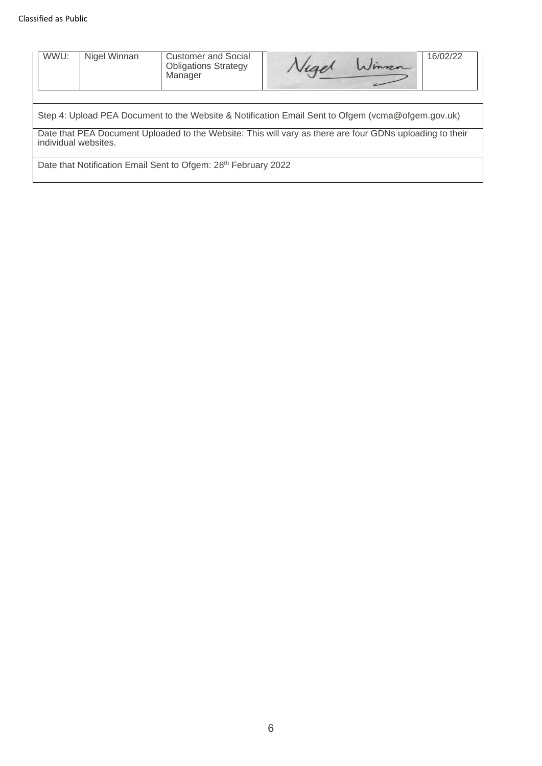| | | | | |
|---|---|---|---|---|
| WWU: | Nigel Winnan | Customer and Social Obligations Strategy Manager | Nigel Winnan | 16/02/22 |

| |
|---|
| Step 4: Upload PEA Document to the Website & Notification Email Sent to Ofgem (vcma@ofgem.gov.uk) |
| Date that PEA Document Uploaded to the Website: This will vary as there are four GDNs uploading to their individual websites. |
| Date that Notification Email Sent to Ofgem: 28th February 2022 |